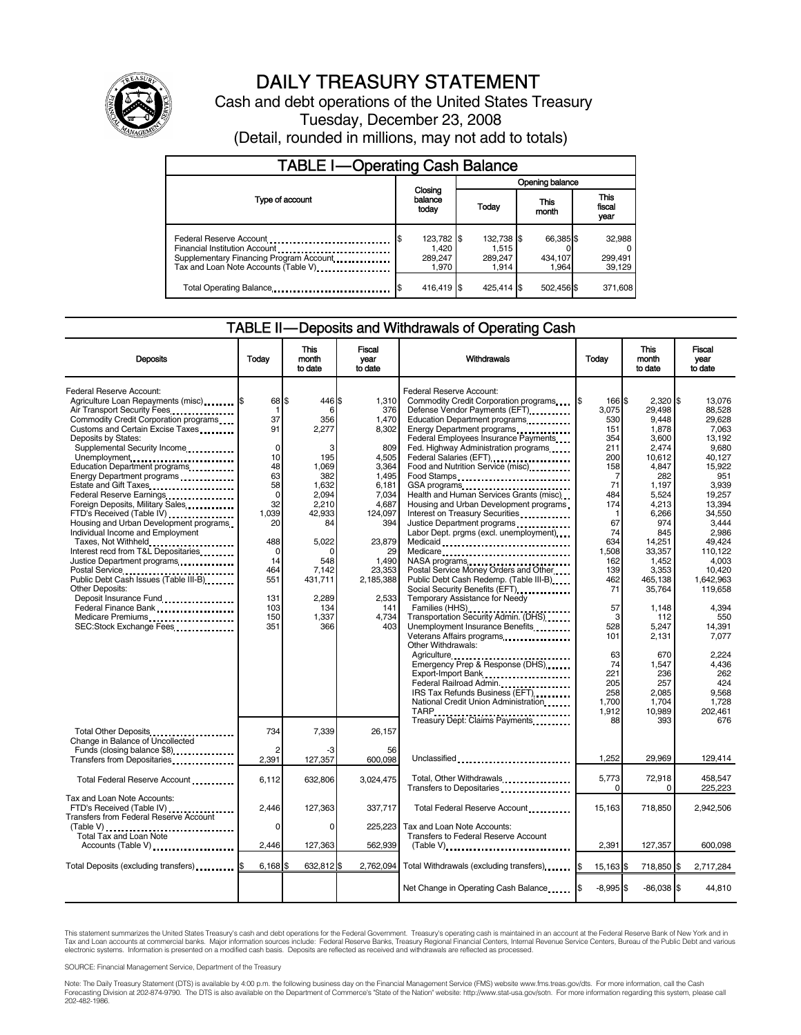# DAILY TREASURY STATEMENT

Cash and debt operations of the United States Treasury

Tuesday, December 23, 2008

(Detail, rounded in millions, may not add to totals)

## TABLE I—Operating Cash Balance

| Type of account | Closing balance today | Opening balance Today | This month | This fiscal year |
|---|---|---|---|---|
| Federal Reserve Account | $ 123,782 | $ 132,738 | $ 66,385 | $ 32,988 |
| Financial Institution Account | 1,420 | 1,515 | 0 | 0 |
| Supplementary Financing Program Account | 289,247 | 289,247 | 434,107 | 299,491 |
| Tax and Loan Note Accounts (Table V) | 1,970 | 1,914 | 1,964 | 39,129 |
| Total Operating Balance | $ 416,419 | $ 425,414 | $ 502,456 | $ 371,608 |

## TABLE II—Deposits and Withdrawals of Operating Cash

| Deposits | Today | This month to date | Fiscal year to date |
|---|---|---|---|
| Federal Reserve Account: | | | |
| Agriculture Loan Repayments (misc) | $ 68 | $ 446 | $ 1,310 |
| Air Transport Security Fees | 1 | 6 | 376 |
| Commodity Credit Corporation programs | 37 | 356 | 1,470 |
| Customs and Certain Excise Taxes | 91 | 2,277 | 8,302 |
| Deposits by States: | | | |
| Supplemental Security Income | 0 | 3 | 809 |
| Unemployment | 10 | 195 | 4,505 |
| Education Department programs | 48 | 1,069 | 3,364 |
| Energy Department programs | 63 | 382 | 1,495 |
| Estate and Gift Taxes | 58 | 1,632 | 6,181 |
| Federal Reserve Earnings | 0 | 2,094 | 7,034 |
| Foreign Deposits, Military Sales | 32 | 2,210 | 4,687 |
| FTD's Received (Table IV) | 1,039 | 42,933 | 124,097 |
| Housing and Urban Development programs | 20 | 84 | 394 |
| Individual Income and Employment Taxes, Not Withheld | 488 | 5,022 | 23,879 |
| Interest recd from T&L Depositaries | 0 | 0 | 29 |
| Justice Department programs | 14 | 548 | 1,490 |
| Postal Service | 464 | 7,142 | 23,353 |
| Public Debt Cash Issues (Table III-B) | 551 | 431,711 | 2,185,388 |
| Other Deposits: | | | |
| Deposit Insurance Fund | 131 | 2,289 | 2,533 |
| Federal Finance Bank | 103 | 134 | 141 |
| Medicare Premiums | 150 | 1,337 | 4,734 |
| SEC:Stock Exchange Fees | 351 | 366 | 403 |
| Total Other Deposits | 734 | 7,339 | 26,157 |
| Change in Balance of Uncollected Funds (closing balance $8) | 2 | -3 | 56 |
| Transfers from Depositaries | 2,391 | 127,357 | 600,098 |
| Total Federal Reserve Account | 6,112 | 632,806 | 3,024,475 |
| Tax and Loan Note Accounts: | | | |
| FTD's Received (Table IV) | 2,446 | 127,363 | 337,717 |
| Transfers from Federal Reserve Account (Table V) | 0 | 0 | 225,223 |
| Total Tax and Loan Note Accounts (Table V) | 2,446 | 127,363 | 562,939 |
| Total Deposits (excluding transfers) | $ 6,168 | $ 632,812 | $ 2,762,094 |

| Withdrawals | Today | This month to date | Fiscal year to date |
|---|---|---|---|
| Federal Reserve Account: | | | |
| Commodity Credit Corporation programs | $ 166 | $ 2,320 | $ 13,076 |
| Defense Vendor Payments (EFT) | 3,075 | 29,498 | 88,528 |
| Education Department programs | 530 | 9,448 | 29,628 |
| Energy Department programs | 151 | 1,878 | 7,063 |
| Federal Employees Insurance Payments | 354 | 3,600 | 13,192 |
| Fed. Highway Administration programs | 211 | 2,474 | 9,680 |
| Federal Salaries (EFT) | 200 | 10,612 | 40,127 |
| Food and Nutrition Service (misc) | 158 | 4,847 | 15,922 |
| Food Stamps | 7 | 282 | 951 |
| GSA programs | 71 | 1,197 | 3,939 |
| Health and Human Services Grants (misc) | 484 | 5,524 | 19,257 |
| Housing and Urban Development programs | 174 | 4,213 | 13,394 |
| Interest on Treasury Securities | 1 | 6,266 | 34,550 |
| Justice Department programs | 67 | 974 | 3,444 |
| Labor Dept. prgms (excl. unemployment) | 74 | 845 | 2,986 |
| Medicaid | 634 | 14,251 | 49,424 |
| Medicare | 1,508 | 33,357 | 110,122 |
| NASA programs | 162 | 1,452 | 4,003 |
| Postal Service Money Orders and Other | 139 | 3,353 | 10,420 |
| Public Debt Cash Redemp. (Table III-B) | 462 | 465,138 | 1,642,963 |
| Social Security Benefits (EFT) | 71 | 35,764 | 119,658 |
| Temporary Assistance for Needy Families (HHS) | 57 | 1,148 | 4,394 |
| Transportation Security Admin. (DHS) | 3 | 112 | 550 |
| Unemployment Insurance Benefits | 528 | 5,247 | 14,391 |
| Veterans Affairs programs | 101 | 2,131 | 7,077 |
| Other Withdrawals: | | | |
| Agriculture | 63 | 670 | 2,224 |
| Emergency Prep & Response (DHS) | 74 | 1,547 | 4,436 |
| Export-Import Bank | 221 | 236 | 262 |
| Federal Railroad Admin. | 205 | 257 | 424 |
| IRS Tax Refunds Business (EFT) | 258 | 2,085 | 9,568 |
| National Credit Union Administration | 1,700 | 1,704 | 1,728 |
| TARP | 1,912 | 10,989 | 202,461 |
| Treasury Dept: Claims Payments | 88 | 393 | 676 |
| Unclassified | 1,252 | 29,969 | 129,414 |
| Total, Other Withdrawals | 5,773 | 72,918 | 458,547 |
| Transfers to Depositaries | 0 | 0 | 225,223 |
| Total Federal Reserve Account | 15,163 | 718,850 | 2,942,506 |
| Tax and Loan Note Accounts: | | | |
| Transfers to Federal Reserve Account (Table V) | 2,391 | 127,357 | 600,098 |
| Total Withdrawals (excluding transfers) | $ 15,163 | $ 718,850 | $ 2,717,284 |
| Net Change in Operating Cash Balance | $ -8,995 | $ -86,038 | $ 44,810 |

This statement summarizes the United States Treasury's cash and debt operations for the Federal Government. Treasury's operating cash is maintained in an account at the Federal Reserve Bank of New York and in Tax and Loan accounts at commercial banks. Major information sources include: Federal Reserve Banks, Treasury Regional Financial Centers, Internal Revenue Service Centers, Bureau of the Public Debt and various electronic systems. Information is presented on a modified cash basis. Deposits are reflected as received and withdrawals are reflected as processed.

SOURCE: Financial Management Service, Department of the Treasury

Note: The Daily Treasury Statement (DTS) is available by 4:00 p.m. the following business day on the Financial Management Service (FMS) website www.fms.treas.gov/dts. For more information, call the Cash Forecasting Division at 202-874-9790. The DTS is also available on the Department of Commerce's "State of the Nation" website: http://www.stat-usa.gov/sotn. For more information regarding this system, please call 202-482-1986.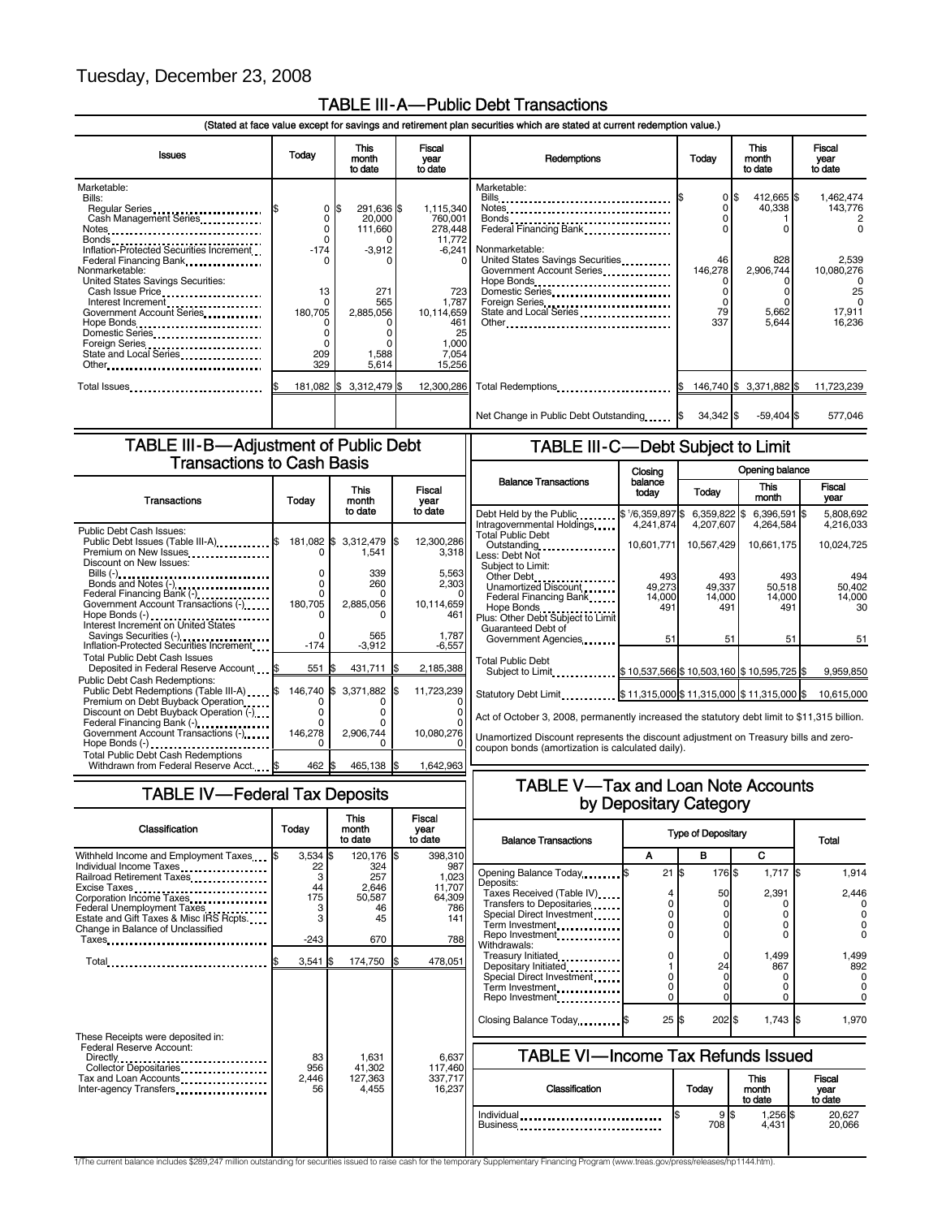Tuesday, December 23, 2008

## TABLE III-A—Public Debt Transactions

(Stated at face value except for savings and retirement plan securities which are stated at current redemption value.)

| Issues | Today | This month to date | Fiscal year to date |
|---|---|---|---|
| Marketable: | | | |
| Bills: | | | |
| Regular Series | $ 0 | $ 291,636 | $ 1,115,340 |
| Cash Management Series | 0 | 20,000 | 760,001 |
| Notes | 0 | 111,660 | 278,448 |
| Bonds | 0 | 0 | 11,772 |
| Inflation-Protected Securities Increment | -174 | -3,912 | -6,241 |
| Federal Financing Bank | 0 | 0 | 0 |
| Nonmarketable: | | | |
| United States Savings Securities: | | | |
| Cash Issue Price | 13 | 271 | 723 |
| Interest Increment | 0 | 565 | 1,787 |
| Government Account Series | 180,705 | 2,885,056 | 10,114,659 |
| Hope Bonds | 0 | 0 | 461 |
| Domestic Series | 0 | 0 | 25 |
| Foreign Series | 0 | 0 | 1,000 |
| State and Local Series | 209 | 1,588 | 7,054 |
| Other | 329 | 5,614 | 15,256 |
| Total Issues | $ 181,082 | $ 3,312,479 | $ 12,300,286 |

| Redemptions | Today | This month to date | Fiscal year to date |
|---|---|---|---|
| Marketable: | | | |
| Bills | $ 0 | $ 412,665 | $ 1,462,474 |
| Notes | 0 | 40,338 | 143,776 |
| Bonds | 0 | 1 | 2 |
| Federal Financing Bank | 0 | 0 | 0 |
| Nonmarketable: | | | |
| United States Savings Securities | 46 | 828 | 2,539 |
| Government Account Series | 146,278 | 2,906,744 | 10,080,276 |
| Hope Bonds | 0 | 0 | 0 |
| Domestic Series | 0 | 0 | 25 |
| Foreign Series | 0 | 0 | 0 |
| State and Local Series | 79 | 5,662 | 17,911 |
| Other | 337 | 5,644 | 16,236 |
| Total Redemptions | $ 146,740 | $ 3,371,882 | $ 11,723,239 |
| Net Change in Public Debt Outstanding | $ 34,342 | $ -59,404 | $ 577,046 |

## TABLE III-B—Adjustment of Public Debt Transactions to Cash Basis

| Transactions | Today | This month to date | Fiscal year to date |
|---|---|---|---|
| Public Debt Cash Issues: | | | |
| Public Debt Issues (Table III-A) | $ 181,082 | $ 3,312,479 | $ 12,300,286 |
| Premium on New Issues | 0 | 1,541 | 3,318 |
| Discount on New Issues: | | | |
| Bills (-) | 0 | 339 | 5,563 |
| Bonds and Notes (-) | 0 | 260 | 2,303 |
| Federal Financing Bank (-) | 0 | 0 | 0 |
| Government Account Transactions (-) | 180,705 | 2,885,056 | 10,114,659 |
| Hope Bonds (-) | 0 | 0 | 461 |
| Interest Increment on United States Savings Securities (-) | 0 | 565 | 1,787 |
| Inflation-Protected Securities Increment | -174 | -3,912 | -6,557 |
| Total Public Debt Cash Issues Deposited in Federal Reserve Account | $ 551 | $ 431,711 | $ 2,185,388 |
| Public Debt Cash Redemptions: | | | |
| Public Debt Redemptions (Table III-A) | $ 146,740 | $ 3,371,882 | $ 11,723,239 |
| Premium on Debt Buyback Operation | 0 | 0 | 0 |
| Discount on Debt Buyback Operation (-) | 0 | 0 | 0 |
| Federal Financing Bank (-) | 0 | 0 | 0 |
| Government Account Transactions (-) | 146,278 | 2,906,744 | 10,080,276 |
| Hope Bonds (-) | 0 | 0 | 0 |
| Total Public Debt Cash Redemptions Withdrawn from Federal Reserve Acct. | $ 462 | $ 465,138 | $ 1,642,963 |

## TABLE III-C—Debt Subject to Limit

| Balance Transactions | Closing balance today | Opening balance Today | Opening balance This month | Opening balance Fiscal year |
|---|---|---|---|---|
| Debt Held by the Public | $ [1]6,359,897 | $ 6,359,822 | $ 6,396,591 | $ 5,808,692 |
| Intragovernmental Holdings | 4,241,874 | 4,207,607 | 4,264,584 | 4,216,033 |
| Total Public Debt Outstanding | 10,601,771 | 10,567,429 | 10,661,175 | 10,024,725 |
| Less: Debt Not Subject to Limit: | | | | |
| Other Debt | 493 | 493 | 493 | 494 |
| Unamortized Discount | 49,273 | 49,337 | 50,518 | 50,402 |
| Federal Financing Bank | 14,000 | 14,000 | 14,000 | 14,000 |
| Hope Bonds | 491 | 491 | 491 | 30 |
| Plus: Other Debt Subject to Limit Guaranteed Debt of Government Agencies | 51 | 51 | 51 | 51 |
| Total Public Debt Subject to Limit | $ 10,537,566 | $ 10,503,160 | $ 10,595,725 | $ 9,959,850 |
| Statutory Debt Limit | $ 11,315,000 | $ 11,315,000 | $ 11,315,000 | $ 10,615,000 |

Act of October 3, 2008, permanently increased the statutory debt limit to $11,315 billion.

Unamortized Discount represents the discount adjustment on Treasury bills and zero-coupon bonds (amortization is calculated daily).

## TABLE IV—Federal Tax Deposits

| Classification | Today | This month to date | Fiscal year to date |
|---|---|---|---|
| Withheld Income and Employment Taxes | $ 3,534 | $ 120,176 | $ 398,310 |
| Individual Income Taxes | 22 | 324 | 987 |
| Railroad Retirement Taxes | 3 | 257 | 1,023 |
| Excise Taxes | 44 | 2,646 | 11,707 |
| Corporation Income Taxes | 175 | 50,587 | 64,309 |
| Federal Unemployment Taxes | 3 | 46 | 786 |
| Estate and Gift Taxes & Misc IRS Rcpts. | 3 | 45 | 141 |
| Change in Balance of Unclassified Taxes | -243 | 670 | 788 |
| Total | $ 3,541 | $ 174,750 | $ 478,051 |
| These Receipts were deposited in: | | | |
| Federal Reserve Account: | | | |
| Directly | 83 | 1,631 | 6,637 |
| Collector Depositaries | 956 | 41,302 | 117,460 |
| Tax and Loan Accounts | 2,446 | 127,363 | 337,717 |
| Inter-agency Transfers | 56 | 4,455 | 16,237 |

## TABLE V—Tax and Loan Note Accounts by Depositary Category

| Balance Transactions | Type of Depositary A | B | C | Total |
|---|---|---|---|---|
| Opening Balance Today | $ 21 | $ 176 | $ 1,717 | $ 1,914 |
| Deposits: | | | | |
| Taxes Received (Table IV) | 4 | 50 | 2,391 | 2,446 |
| Transfers to Depositaries | 0 | 0 | 0 | 0 |
| Special Direct Investment | 0 | 0 | 0 | 0 |
| Term Investment | 0 | 0 | 0 | 0 |
| Repo Investment | 0 | 0 | 0 | 0 |
| Withdrawals: | | | | |
| Treasury Initiated | 0 | 0 | 1,499 | 1,499 |
| Depositary Initiated | 1 | 24 | 867 | 892 |
| Special Direct Investment | 0 | 0 | 0 | 0 |
| Term Investment | 0 | 0 | 0 | 0 |
| Repo Investment | 0 | 0 | 0 | 0 |
| Closing Balance Today | $ 25 | $ 202 | $ 1,743 | $ 1,970 |

## TABLE VI—Income Tax Refunds Issued

| Classification | Today | This month to date | Fiscal year to date |
|---|---|---|---|
| Individual | $ 9 | $ 1,256 | $ 20,627 |
| Business | 708 | 4,431 | 20,066 |

1/The current balance includes $289,247 million outstanding for securities issued to raise cash for the temporary Supplementary Financing Program (www.treas.gov/press/releases/hp1144.htm).